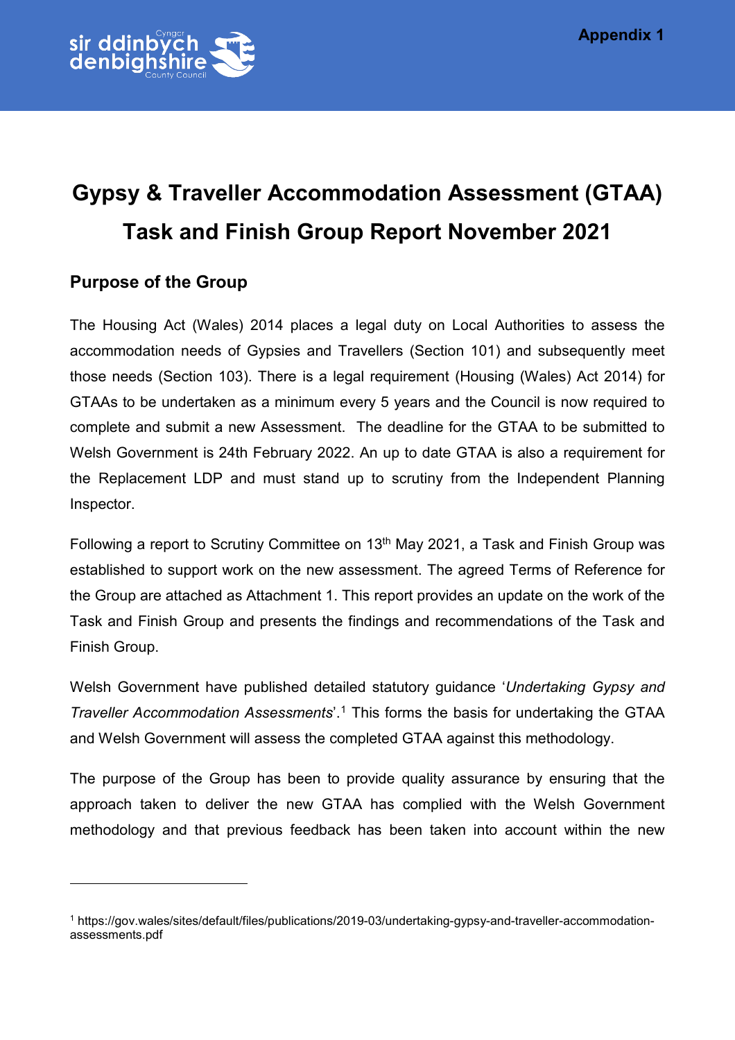Appendix 1

# Gypsy & Traveller Accommodation Assessment (GTAA) Task and Finish Group Report November 2021

## Purpose of the Group

The Housing Act (Wales) 2014 places a legal duty on Local Authorities to assess the accommodation needs of Gypsies and Travellers (Section 101) and subsequently meet those needs (Section 103). There is a legal requirement (Housing (Wales) Act 2014) for GTAAs to be undertaken as a minimum every 5 years and the Council is now required to complete and submit a new Assessment. The deadline for the GTAA to be submitted to Welsh Government is 24th February 2022. An up to date GTAA is also a requirement for the Replacement LDP and must stand up to scrutiny from the Independent Planning Inspector.

Following a report to Scrutiny Committee on 13th May 2021, a Task and Finish Group was established to support work on the new assessment. The agreed Terms of Reference for the Group are attached as Attachment 1. This report provides an update on the work of the Task and Finish Group and presents the findings and recommendations of the Task and Finish Group.

Welsh Government have published detailed statutory guidance '*Undertaking Gypsy and Traveller Accommodation Assessments*'.[1] This forms the basis for undertaking the GTAA and Welsh Government will assess the completed GTAA against this methodology.

The purpose of the Group has been to provide quality assurance by ensuring that the approach taken to deliver the new GTAA has complied with the Welsh Government methodology and that previous feedback has been taken into account within the new

[1] https://gov.wales/sites/default/files/publications/2019-03/undertaking-gypsy-and-traveller-accommodation-assessments.pdf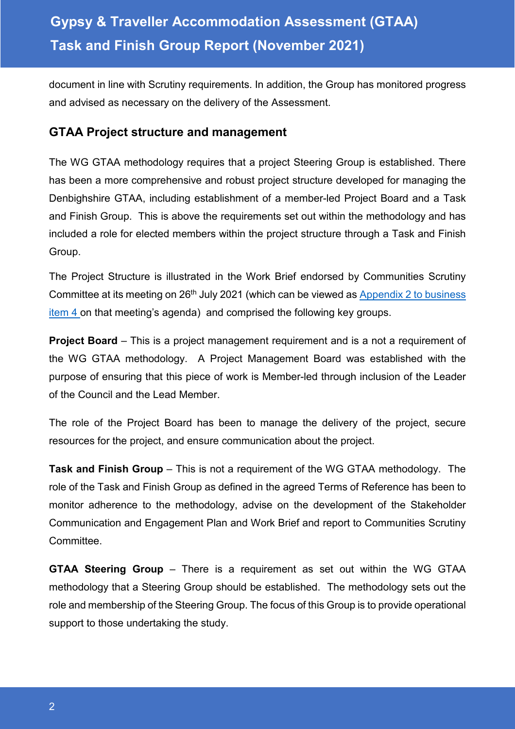document in line with Scrutiny requirements. In addition, the Group has monitored progress and advised as necessary on the delivery of the Assessment.

## GTAA Project structure and management

The WG GTAA methodology requires that a project Steering Group is established. There has been a more comprehensive and robust project structure developed for managing the Denbighshire GTAA, including establishment of a member-led Project Board and a Task and Finish Group. This is above the requirements set out within the methodology and has included a role for elected members within the project structure through a Task and Finish Group.

The Project Structure is illustrated in the Work Brief endorsed by Communities Scrutiny Committee at its meeting on 26th July 2021 (which can be viewed as Appendix 2 to business item 4 on that meeting's agenda) and comprised the following key groups.

**Project Board** – This is a project management requirement and is a not a requirement of the WG GTAA methodology. A Project Management Board was established with the purpose of ensuring that this piece of work is Member-led through inclusion of the Leader of the Council and the Lead Member.

The role of the Project Board has been to manage the delivery of the project, secure resources for the project, and ensure communication about the project.

**Task and Finish Group** – This is not a requirement of the WG GTAA methodology. The role of the Task and Finish Group as defined in the agreed Terms of Reference has been to monitor adherence to the methodology, advise on the development of the Stakeholder Communication and Engagement Plan and Work Brief and report to Communities Scrutiny Committee.

**GTAA Steering Group** – There is a requirement as set out within the WG GTAA methodology that a Steering Group should be established. The methodology sets out the role and membership of the Steering Group. The focus of this Group is to provide operational support to those undertaking the study.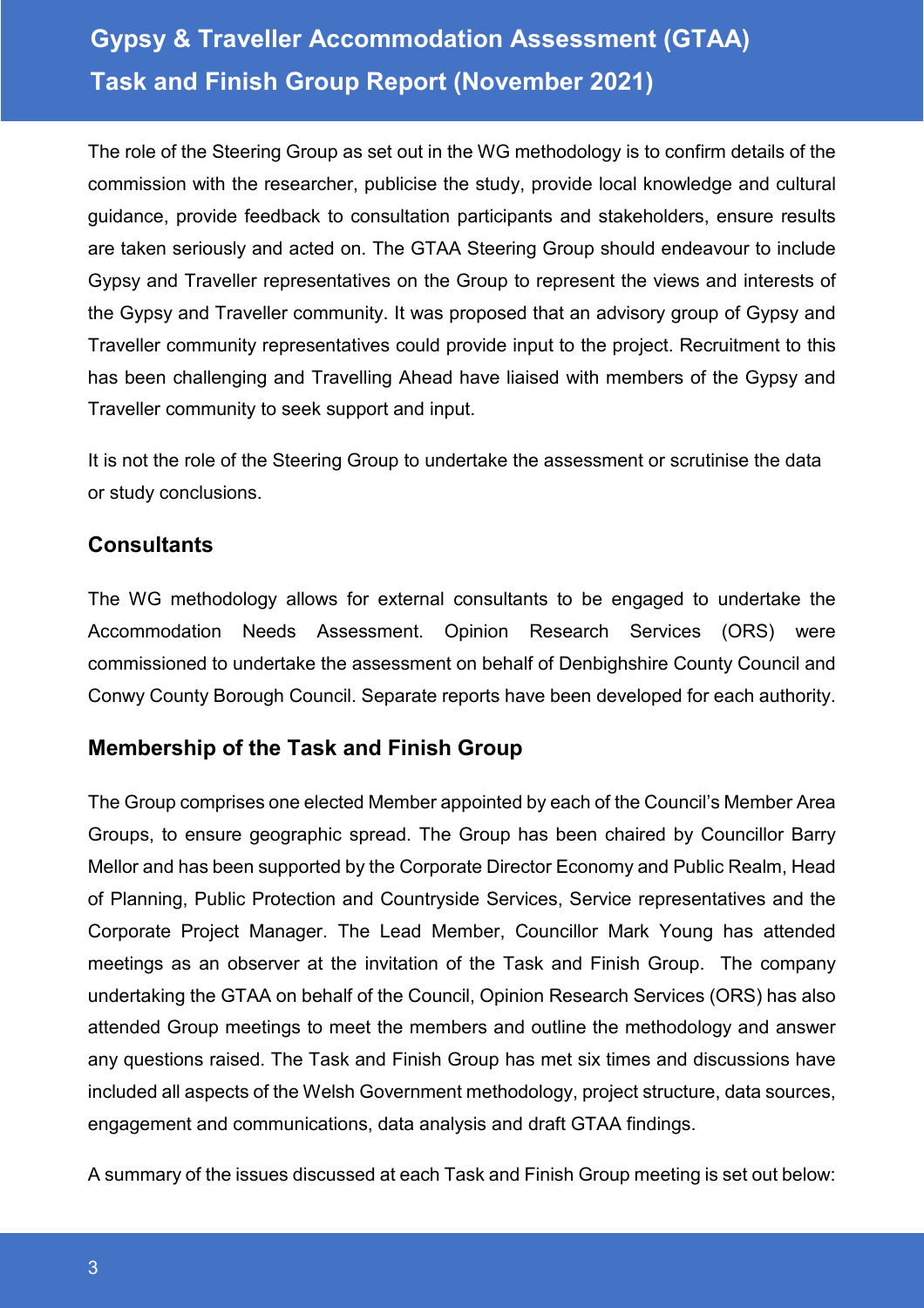The role of the Steering Group as set out in the WG methodology is to confirm details of the commission with the researcher, publicise the study, provide local knowledge and cultural guidance, provide feedback to consultation participants and stakeholders, ensure results are taken seriously and acted on. The GTAA Steering Group should endeavour to include Gypsy and Traveller representatives on the Group to represent the views and interests of the Gypsy and Traveller community. It was proposed that an advisory group of Gypsy and Traveller community representatives could provide input to the project. Recruitment to this has been challenging and Travelling Ahead have liaised with members of the Gypsy and Traveller community to seek support and input.

It is not the role of the Steering Group to undertake the assessment or scrutinise the data or study conclusions.

### Consultants

The WG methodology allows for external consultants to be engaged to undertake the Accommodation Needs Assessment. Opinion Research Services (ORS) were commissioned to undertake the assessment on behalf of Denbighshire County Council and Conwy County Borough Council. Separate reports have been developed for each authority.

### Membership of the Task and Finish Group

The Group comprises one elected Member appointed by each of the Council's Member Area Groups, to ensure geographic spread. The Group has been chaired by Councillor Barry Mellor and has been supported by the Corporate Director Economy and Public Realm, Head of Planning, Public Protection and Countryside Services, Service representatives and the Corporate Project Manager. The Lead Member, Councillor Mark Young has attended meetings as an observer at the invitation of the Task and Finish Group. The company undertaking the GTAA on behalf of the Council, Opinion Research Services (ORS) has also attended Group meetings to meet the members and outline the methodology and answer any questions raised. The Task and Finish Group has met six times and discussions have included all aspects of the Welsh Government methodology, project structure, data sources, engagement and communications, data analysis and draft GTAA findings.

A summary of the issues discussed at each Task and Finish Group meeting is set out below: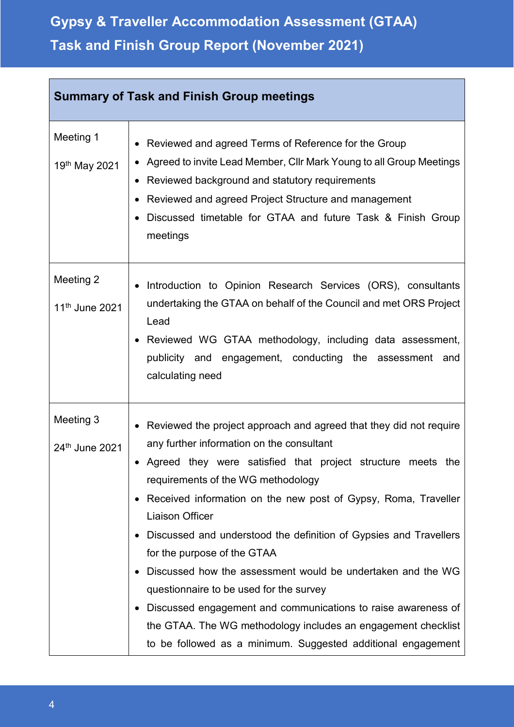| Summary of Task and Finish Group meetings | |
|---|---|
| Meeting 1<br><br>19th May 2021 | • Reviewed and agreed Terms of Reference for the Group<br>• Agreed to invite Lead Member, Cllr Mark Young to all Group Meetings<br>• Reviewed background and statutory requirements<br>• Reviewed and agreed Project Structure and management<br>• Discussed timetable for GTAA and future Task & Finish Group meetings |
| Meeting 2<br><br>11th June 2021 | • Introduction to Opinion Research Services (ORS), consultants undertaking the GTAA on behalf of the Council and met ORS Project Lead<br>• Reviewed WG GTAA methodology, including data assessment, publicity and engagement, conducting the assessment and calculating need |
| Meeting 3<br><br>24th June 2021 | • Reviewed the project approach and agreed that they did not require any further information on the consultant<br>• Agreed they were satisfied that project structure meets the requirements of the WG methodology<br>• Received information on the new post of Gypsy, Roma, Traveller Liaison Officer<br>• Discussed and understood the definition of Gypsies and Travellers for the purpose of the GTAA<br>• Discussed how the assessment would be undertaken and the WG questionnaire to be used for the survey<br>• Discussed engagement and communications to raise awareness of the GTAA. The WG methodology includes an engagement checklist to be followed as a minimum. Suggested additional engagement |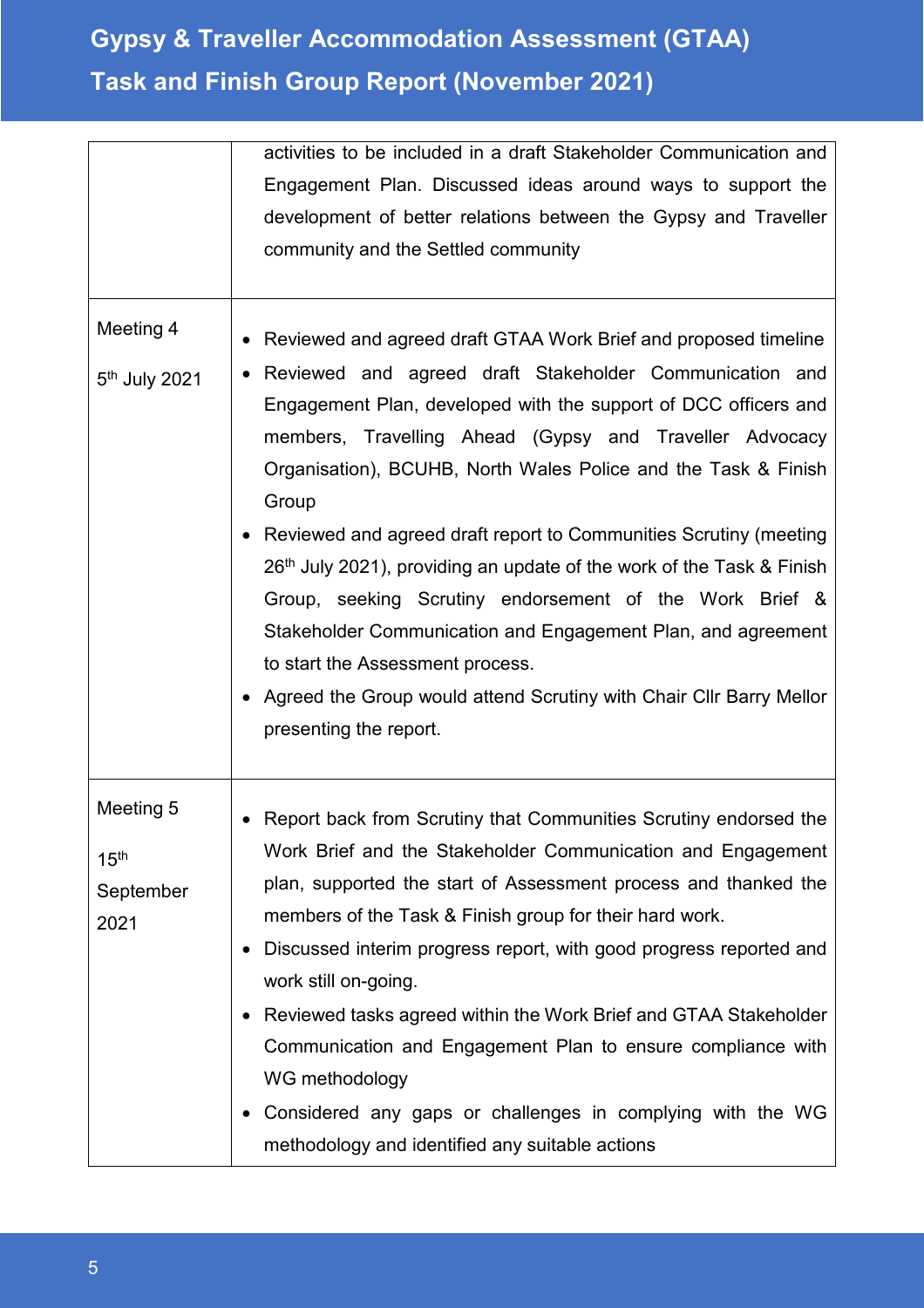| | |
|---|---|
| | activities to be included in a draft Stakeholder Communication and Engagement Plan. Discussed ideas around ways to support the development of better relations between the Gypsy and Traveller community and the Settled community |
| Meeting 4<br><br>5th July 2021 | • Reviewed and agreed draft GTAA Work Brief and proposed timeline<br>• Reviewed and agreed draft Stakeholder Communication and Engagement Plan, developed with the support of DCC officers and members, Travelling Ahead (Gypsy and Traveller Advocacy Organisation), BCUHB, North Wales Police and the Task & Finish Group<br>• Reviewed and agreed draft report to Communities Scrutiny (meeting 26th July 2021), providing an update of the work of the Task & Finish Group, seeking Scrutiny endorsement of the Work Brief & Stakeholder Communication and Engagement Plan, and agreement to start the Assessment process.<br>• Agreed the Group would attend Scrutiny with Chair Cllr Barry Mellor presenting the report. |
| Meeting 5<br><br>15th September 2021 | • Report back from Scrutiny that Communities Scrutiny endorsed the Work Brief and the Stakeholder Communication and Engagement plan, supported the start of Assessment process and thanked the members of the Task & Finish group for their hard work.<br>• Discussed interim progress report, with good progress reported and work still on-going.<br>• Reviewed tasks agreed within the Work Brief and GTAA Stakeholder Communication and Engagement Plan to ensure compliance with WG methodology<br>• Considered any gaps or challenges in complying with the WG methodology and identified any suitable actions |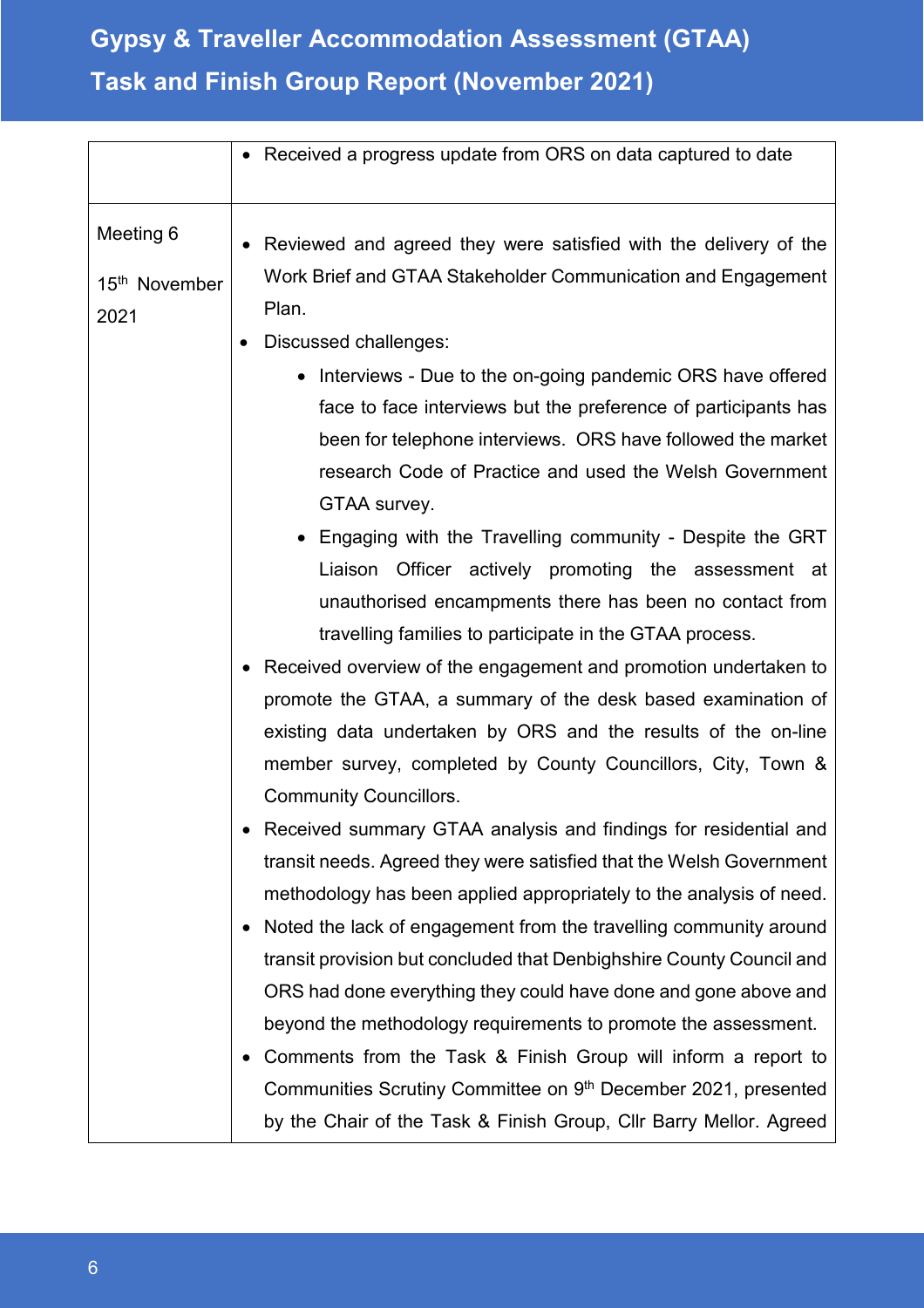| | |
|---|---|
| | • Received a progress update from ORS on data captured to date |
| Meeting 6<br><br>15th November 2021 | • Reviewed and agreed they were satisfied with the delivery of the Work Brief and GTAA Stakeholder Communication and Engagement Plan.<br>• Discussed challenges:<br>&nbsp;&nbsp;&nbsp;&nbsp;◦ Interviews - Due to the on-going pandemic ORS have offered face to face interviews but the preference of participants has been for telephone interviews. ORS have followed the market research Code of Practice and used the Welsh Government GTAA survey.<br>&nbsp;&nbsp;&nbsp;&nbsp;◦ Engaging with the Travelling community - Despite the GRT Liaison Officer actively promoting the assessment at unauthorised encampments there has been no contact from travelling families to participate in the GTAA process.<br>• Received overview of the engagement and promotion undertaken to promote the GTAA, a summary of the desk based examination of existing data undertaken by ORS and the results of the on-line member survey, completed by County Councillors, City, Town & Community Councillors.<br>• Received summary GTAA analysis and findings for residential and transit needs. Agreed they were satisfied that the Welsh Government methodology has been applied appropriately to the analysis of need.<br>• Noted the lack of engagement from the travelling community around transit provision but concluded that Denbighshire County Council and ORS had done everything they could have done and gone above and beyond the methodology requirements to promote the assessment.<br>• Comments from the Task & Finish Group will inform a report to Communities Scrutiny Committee on 9th December 2021, presented by the Chair of the Task & Finish Group, Cllr Barry Mellor. Agreed |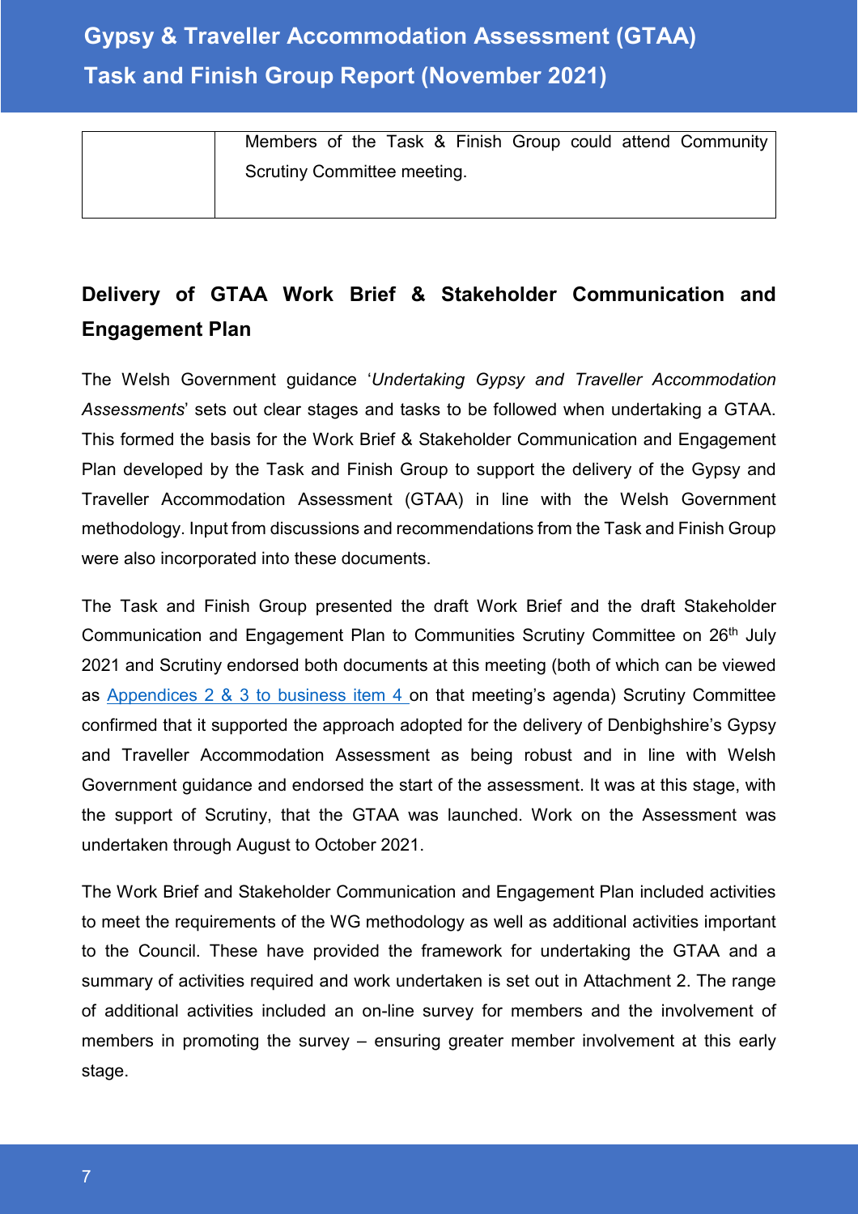|  | Members of the Task & Finish Group could attend Community Scrutiny Committee meeting. |
|---|---|

## Delivery of GTAA Work Brief & Stakeholder Communication and Engagement Plan

The Welsh Government guidance '*Undertaking Gypsy and Traveller Accommodation Assessments*' sets out clear stages and tasks to be followed when undertaking a GTAA. This formed the basis for the Work Brief & Stakeholder Communication and Engagement Plan developed by the Task and Finish Group to support the delivery of the Gypsy and Traveller Accommodation Assessment (GTAA) in line with the Welsh Government methodology. Input from discussions and recommendations from the Task and Finish Group were also incorporated into these documents.

The Task and Finish Group presented the draft Work Brief and the draft Stakeholder Communication and Engagement Plan to Communities Scrutiny Committee on 26th July 2021 and Scrutiny endorsed both documents at this meeting (both of which can be viewed as Appendices 2 & 3 to business item 4 on that meeting's agenda) Scrutiny Committee confirmed that it supported the approach adopted for the delivery of Denbighshire's Gypsy and Traveller Accommodation Assessment as being robust and in line with Welsh Government guidance and endorsed the start of the assessment. It was at this stage, with the support of Scrutiny, that the GTAA was launched. Work on the Assessment was undertaken through August to October 2021.

The Work Brief and Stakeholder Communication and Engagement Plan included activities to meet the requirements of the WG methodology as well as additional activities important to the Council. These have provided the framework for undertaking the GTAA and a summary of activities required and work undertaken is set out in Attachment 2. The range of additional activities included an on-line survey for members and the involvement of members in promoting the survey – ensuring greater member involvement at this early stage.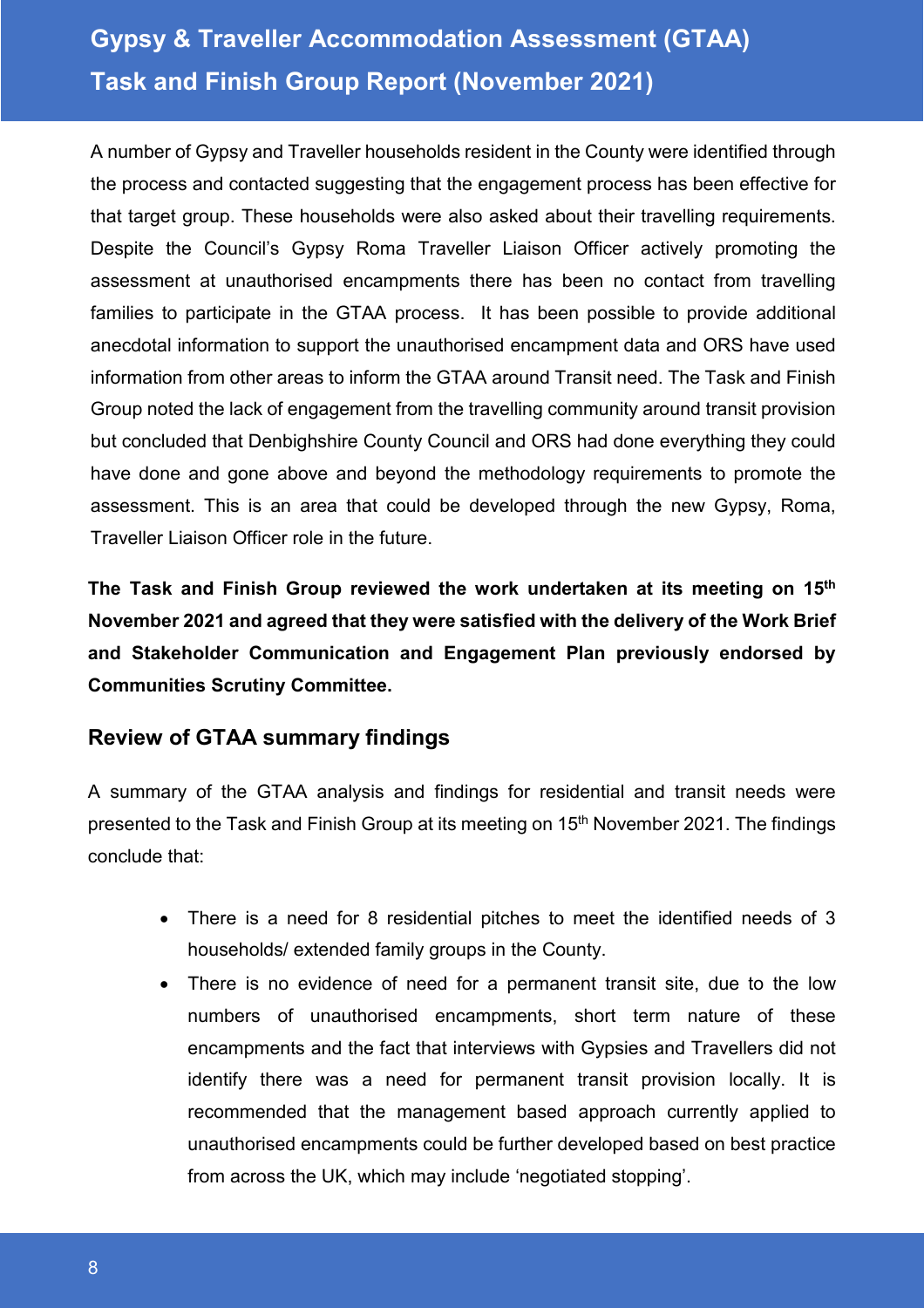A number of Gypsy and Traveller households resident in the County were identified through the process and contacted suggesting that the engagement process has been effective for that target group. These households were also asked about their travelling requirements. Despite the Council's Gypsy Roma Traveller Liaison Officer actively promoting the assessment at unauthorised encampments there has been no contact from travelling families to participate in the GTAA process. It has been possible to provide additional anecdotal information to support the unauthorised encampment data and ORS have used information from other areas to inform the GTAA around Transit need. The Task and Finish Group noted the lack of engagement from the travelling community around transit provision but concluded that Denbighshire County Council and ORS had done everything they could have done and gone above and beyond the methodology requirements to promote the assessment. This is an area that could be developed through the new Gypsy, Roma, Traveller Liaison Officer role in the future.

**The Task and Finish Group reviewed the work undertaken at its meeting on 15th November 2021 and agreed that they were satisfied with the delivery of the Work Brief and Stakeholder Communication and Engagement Plan previously endorsed by Communities Scrutiny Committee.**

## Review of GTAA summary findings

A summary of the GTAA analysis and findings for residential and transit needs were presented to the Task and Finish Group at its meeting on 15th November 2021. The findings conclude that:

- There is a need for 8 residential pitches to meet the identified needs of 3 households/ extended family groups in the County.
- There is no evidence of need for a permanent transit site, due to the low numbers of unauthorised encampments, short term nature of these encampments and the fact that interviews with Gypsies and Travellers did not identify there was a need for permanent transit provision locally. It is recommended that the management based approach currently applied to unauthorised encampments could be further developed based on best practice from across the UK, which may include 'negotiated stopping'.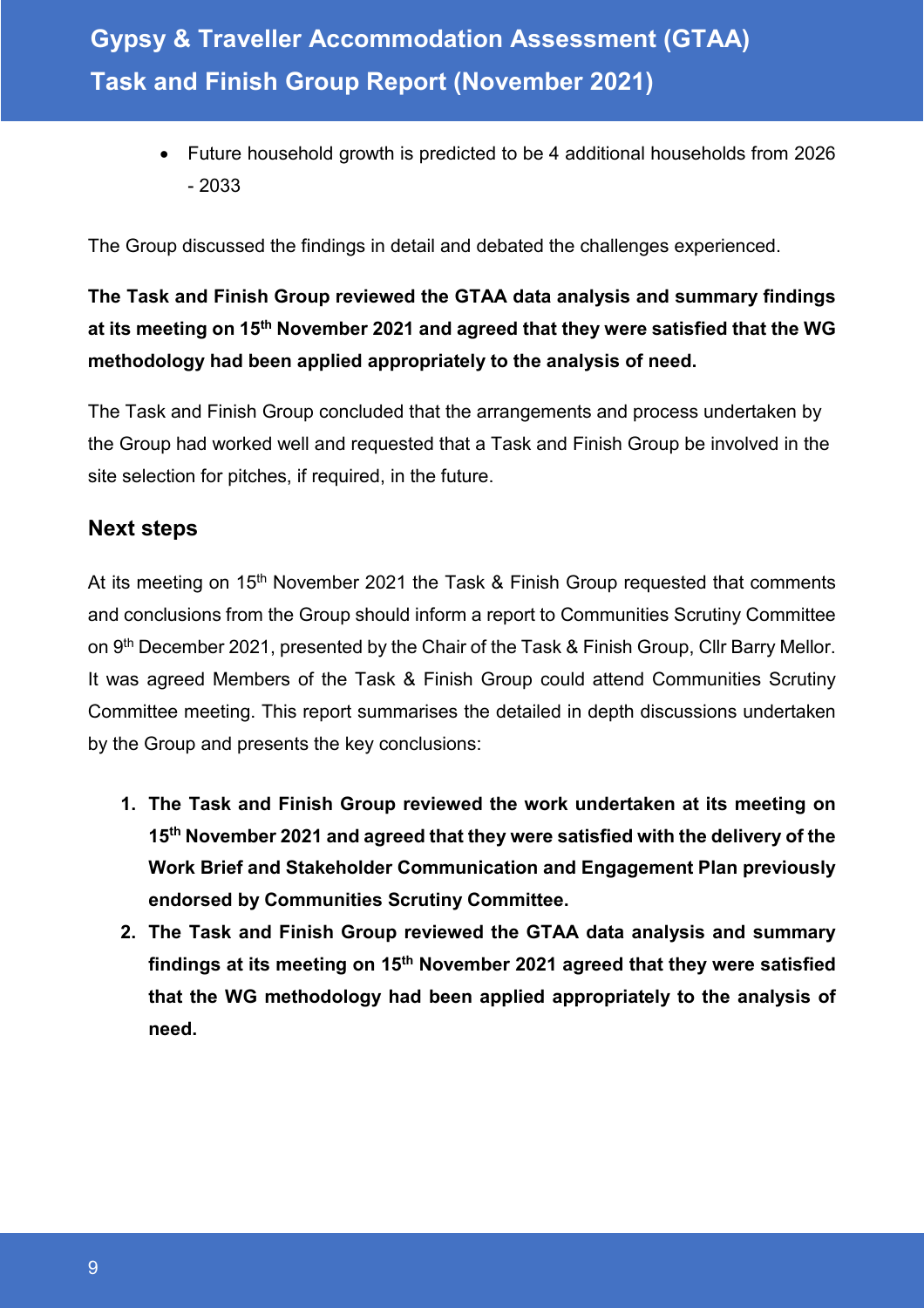- Future household growth is predicted to be 4 additional households from 2026 - 2033

The Group discussed the findings in detail and debated the challenges experienced.

**The Task and Finish Group reviewed the GTAA data analysis and summary findings at its meeting on 15th November 2021 and agreed that they were satisfied that the WG methodology had been applied appropriately to the analysis of need.**

The Task and Finish Group concluded that the arrangements and process undertaken by the Group had worked well and requested that a Task and Finish Group be involved in the site selection for pitches, if required, in the future.

## Next steps

At its meeting on 15th November 2021 the Task & Finish Group requested that comments and conclusions from the Group should inform a report to Communities Scrutiny Committee on 9th December 2021, presented by the Chair of the Task & Finish Group, Cllr Barry Mellor. It was agreed Members of the Task & Finish Group could attend Communities Scrutiny Committee meeting. This report summarises the detailed in depth discussions undertaken by the Group and presents the key conclusions:

1. **The Task and Finish Group reviewed the work undertaken at its meeting on 15th November 2021 and agreed that they were satisfied with the delivery of the Work Brief and Stakeholder Communication and Engagement Plan previously endorsed by Communities Scrutiny Committee.**
2. **The Task and Finish Group reviewed the GTAA data analysis and summary findings at its meeting on 15th November 2021 agreed that they were satisfied that the WG methodology had been applied appropriately to the analysis of need.**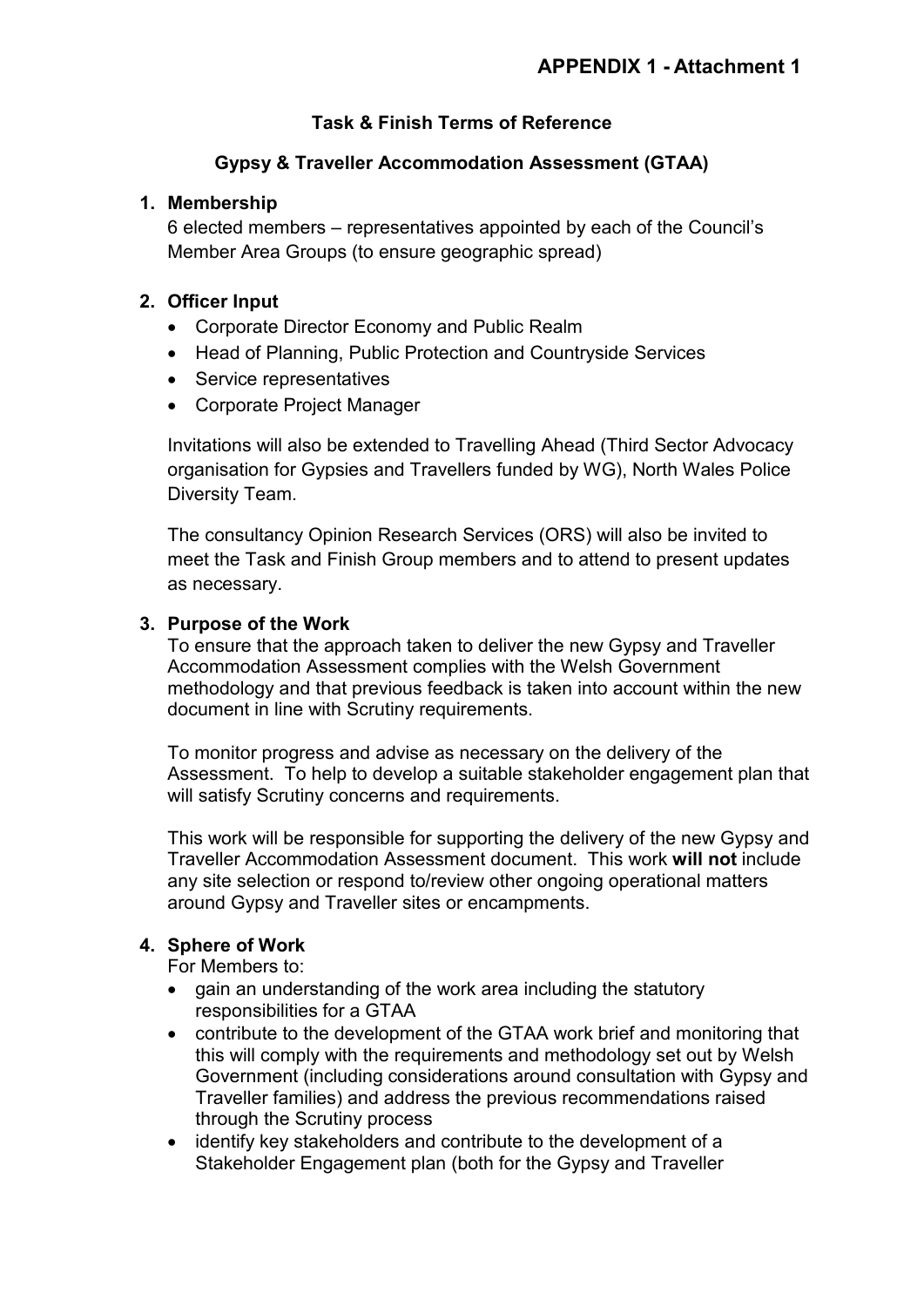**APPENDIX 1 - Attachment 1**

## Task & Finish Terms of Reference

## Gypsy & Traveller Accommodation Assessment (GTAA)

### 1. Membership

6 elected members – representatives appointed by each of the Council's Member Area Groups (to ensure geographic spread)

### 2. Officer Input

- Corporate Director Economy and Public Realm
- Head of Planning, Public Protection and Countryside Services
- Service representatives
- Corporate Project Manager

Invitations will also be extended to Travelling Ahead (Third Sector Advocacy organisation for Gypsies and Travellers funded by WG), North Wales Police Diversity Team.

The consultancy Opinion Research Services (ORS) will also be invited to meet the Task and Finish Group members and to attend to present updates as necessary.

### 3. Purpose of the Work

To ensure that the approach taken to deliver the new Gypsy and Traveller Accommodation Assessment complies with the Welsh Government methodology and that previous feedback is taken into account within the new document in line with Scrutiny requirements.

To monitor progress and advise as necessary on the delivery of the Assessment. To help to develop a suitable stakeholder engagement plan that will satisfy Scrutiny concerns and requirements.

This work will be responsible for supporting the delivery of the new Gypsy and Traveller Accommodation Assessment document. This work **will not** include any site selection or respond to/review other ongoing operational matters around Gypsy and Traveller sites or encampments.

### 4. Sphere of Work

For Members to:

- gain an understanding of the work area including the statutory responsibilities for a GTAA
- contribute to the development of the GTAA work brief and monitoring that this will comply with the requirements and methodology set out by Welsh Government (including considerations around consultation with Gypsy and Traveller families) and address the previous recommendations raised through the Scrutiny process
- identify key stakeholders and contribute to the development of a Stakeholder Engagement plan (both for the Gypsy and Traveller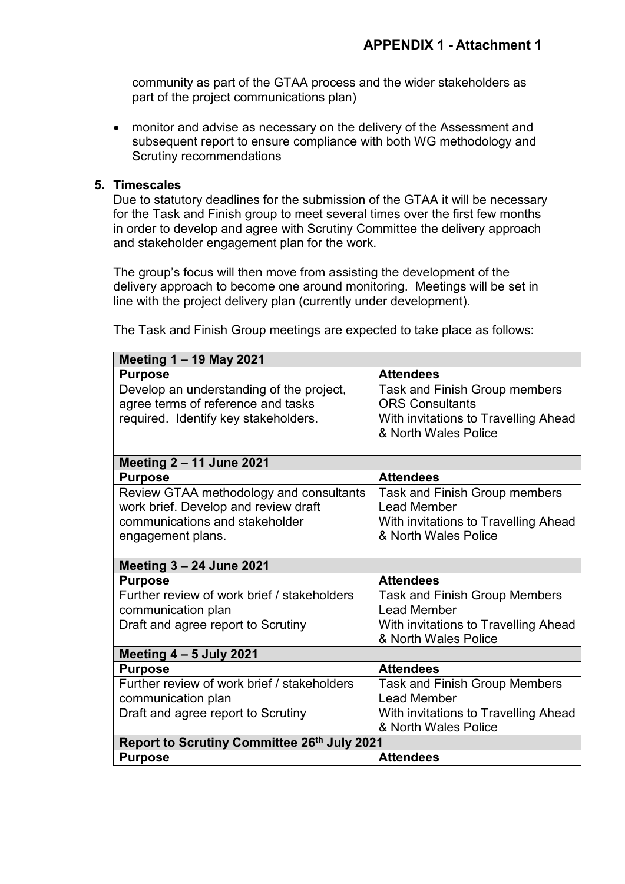## APPENDIX 1 - Attachment 1

community as part of the GTAA process and the wider stakeholders as part of the project communications plan)

- monitor and advise as necessary on the delivery of the Assessment and subsequent report to ensure compliance with both WG methodology and Scrutiny recommendations

**5. Timescales**

Due to statutory deadlines for the submission of the GTAA it will be necessary for the Task and Finish group to meet several times over the first few months in order to develop and agree with Scrutiny Committee the delivery approach and stakeholder engagement plan for the work.

The group's focus will then move from assisting the development of the delivery approach to become one around monitoring. Meetings will be set in line with the project delivery plan (currently under development).

The Task and Finish Group meetings are expected to take place as follows:

| **Meeting 1 – 19 May 2021** | |
|---|---|
| **Purpose** | **Attendees** |
| Develop an understanding of the project, agree terms of reference and tasks required. Identify key stakeholders. | Task and Finish Group members<br>ORS Consultants<br>With invitations to Travelling Ahead & North Wales Police |
| **Meeting 2 – 11 June 2021** | |
| **Purpose** | **Attendees** |
| Review GTAA methodology and consultants work brief. Develop and review draft communications and stakeholder engagement plans. | Task and Finish Group members<br>Lead Member<br>With invitations to Travelling Ahead & North Wales Police |
| **Meeting 3 – 24 June 2021** | |
| **Purpose** | **Attendees** |
| Further review of work brief / stakeholders communication plan<br>Draft and agree report to Scrutiny | Task and Finish Group Members<br>Lead Member<br>With invitations to Travelling Ahead & North Wales Police |
| **Meeting 4 – 5 July 2021** | |
| **Purpose** | **Attendees** |
| Further review of work brief / stakeholders communication plan<br>Draft and agree report to Scrutiny | Task and Finish Group Members<br>Lead Member<br>With invitations to Travelling Ahead & North Wales Police |
| **Report to Scrutiny Committee 26th July 2021** | |
| **Purpose** | **Attendees** |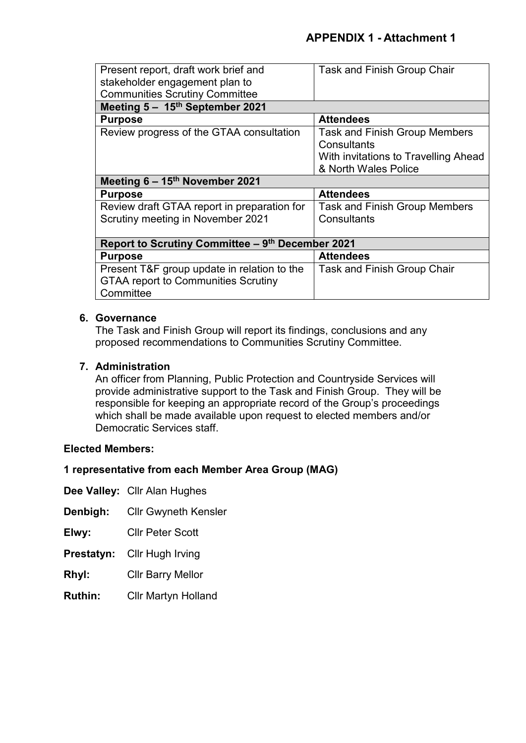**APPENDIX 1 - Attachment 1**

| Present report, draft work brief and stakeholder engagement plan to Communities Scrutiny Committee | Task and Finish Group Chair |
|---|---|
| **Meeting 5 – 15th September 2021** | |
| **Purpose** | **Attendees** |
| Review progress of the GTAA consultation | Task and Finish Group Members<br>Consultants<br>With invitations to Travelling Ahead & North Wales Police |
| **Meeting 6 – 15th November 2021** | |
| **Purpose** | **Attendees** |
| Review draft GTAA report in preparation for Scrutiny meeting in November 2021 | Task and Finish Group Members<br>Consultants |
| **Report to Scrutiny Committee – 9th December 2021** | |
| **Purpose** | **Attendees** |
| Present T&F group update in relation to the GTAA report to Communities Scrutiny Committee | Task and Finish Group Chair |

6. **Governance**
   The Task and Finish Group will report its findings, conclusions and any proposed recommendations to Communities Scrutiny Committee.

7. **Administration**
   An officer from Planning, Public Protection and Countryside Services will provide administrative support to the Task and Finish Group. They will be responsible for keeping an appropriate record of the Group's proceedings which shall be made available upon request to elected members and/or Democratic Services staff.

**Elected Members:**

**1 representative from each Member Area Group (MAG)**

**Dee Valley:** Cllr Alan Hughes

**Denbigh:** Cllr Gwyneth Kensler

**Elwy:** Cllr Peter Scott

**Prestatyn:** Cllr Hugh Irving

**Rhyl:** Cllr Barry Mellor

**Ruthin:** Cllr Martyn Holland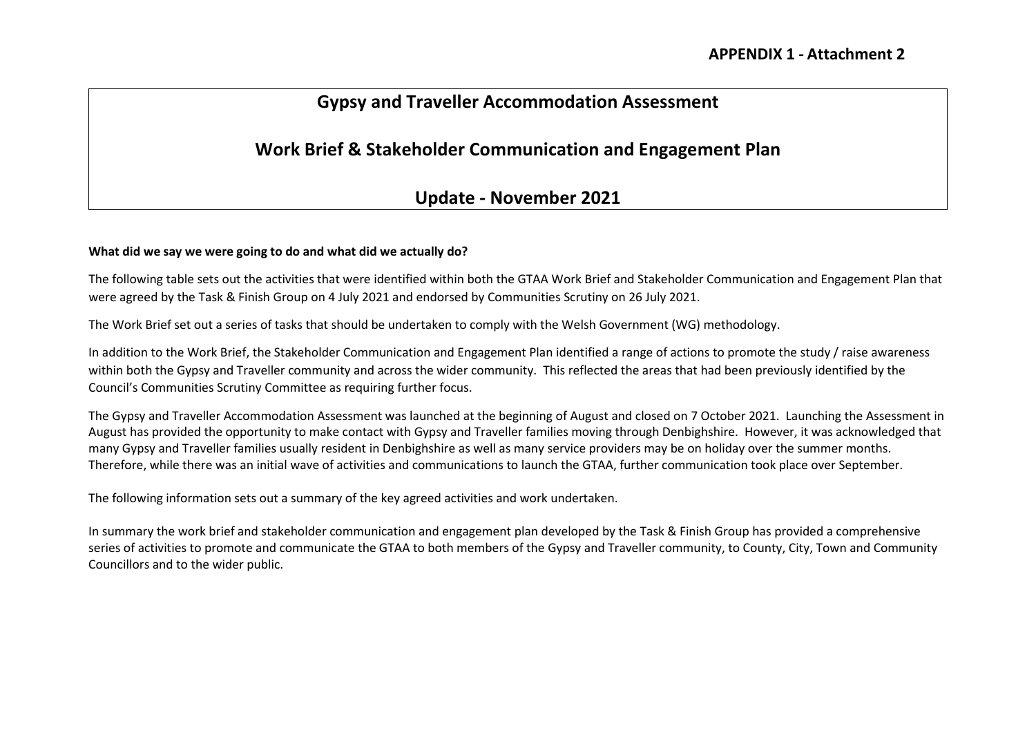**APPENDIX 1 - Attachment 2**

# Gypsy and Traveller Accommodation Assessment

# Work Brief & Stakeholder Communication and Engagement Plan

# Update - November 2021

**What did we say we were going to do and what did we actually do?**

The following table sets out the activities that were identified within both the GTAA Work Brief and Stakeholder Communication and Engagement Plan that were agreed by the Task & Finish Group on 4 July 2021 and endorsed by Communities Scrutiny on 26 July 2021.

The Work Brief set out a series of tasks that should be undertaken to comply with the Welsh Government (WG) methodology.

In addition to the Work Brief, the Stakeholder Communication and Engagement Plan identified a range of actions to promote the study / raise awareness within both the Gypsy and Traveller community and across the wider community. This reflected the areas that had been previously identified by the Council's Communities Scrutiny Committee as requiring further focus.

The Gypsy and Traveller Accommodation Assessment was launched at the beginning of August and closed on 7 October 2021. Launching the Assessment in August has provided the opportunity to make contact with Gypsy and Traveller families moving through Denbighshire. However, it was acknowledged that many Gypsy and Traveller families usually resident in Denbighshire as well as many service providers may be on holiday over the summer months. Therefore, while there was an initial wave of activities and communications to launch the GTAA, further communication took place over September.

The following information sets out a summary of the key agreed activities and work undertaken.

In summary the work brief and stakeholder communication and engagement plan developed by the Task & Finish Group has provided a comprehensive series of activities to promote and communicate the GTAA to both members of the Gypsy and Traveller community, to County, City, Town and Community Councillors and to the wider public.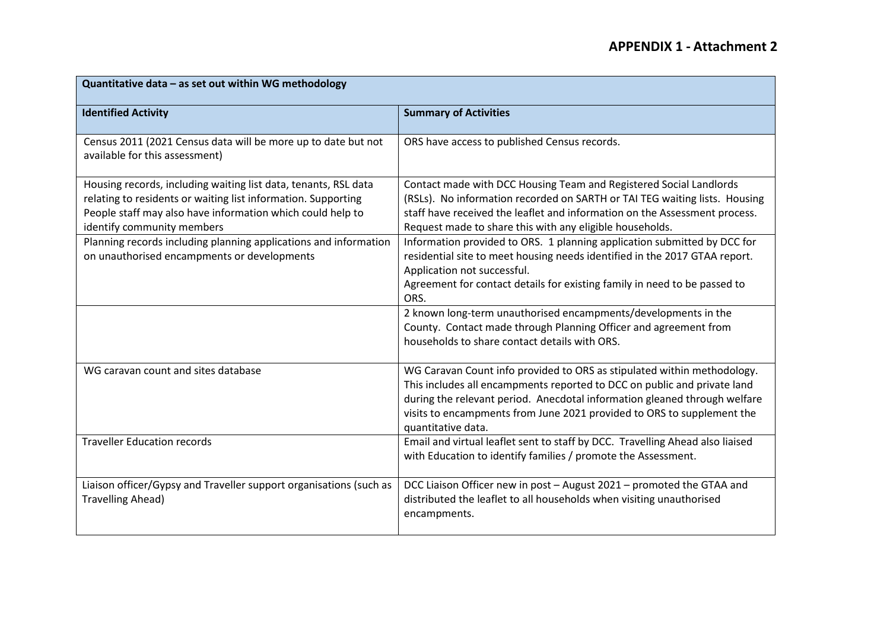**APPENDIX 1 - Attachment 2**

| Quantitative data – as set out within WG methodology | |
|---|---|
| **Identified Activity** | **Summary of Activities** |
| Census 2011 (2021 Census data will be more up to date but not available for this assessment) | ORS have access to published Census records. |
| Housing records, including waiting list data, tenants, RSL data relating to residents or waiting list information. Supporting People staff may also have information which could help to identify community members | Contact made with DCC Housing Team and Registered Social Landlords (RSLs). No information recorded on SARTH or TAI TEG waiting lists. Housing staff have received the leaflet and information on the Assessment process. Request made to share this with any eligible households. |
| Planning records including planning applications and information on unauthorised encampments or developments | Information provided to ORS. 1 planning application submitted by DCC for residential site to meet housing needs identified in the 2017 GTAA report. Application not successful.<br>Agreement for contact details for existing family in need to be passed to ORS. |
| | 2 known long-term unauthorised encampments/developments in the County. Contact made through Planning Officer and agreement from households to share contact details with ORS. |
| WG caravan count and sites database | WG Caravan Count info provided to ORS as stipulated within methodology. This includes all encampments reported to DCC on public and private land during the relevant period. Anecdotal information gleaned through welfare visits to encampments from June 2021 provided to ORS to supplement the quantitative data. |
| Traveller Education records | Email and virtual leaflet sent to staff by DCC. Travelling Ahead also liaised with Education to identify families / promote the Assessment. |
| Liaison officer/Gypsy and Traveller support organisations (such as Travelling Ahead) | DCC Liaison Officer new in post – August 2021 – promoted the GTAA and distributed the leaflet to all households when visiting unauthorised encampments. |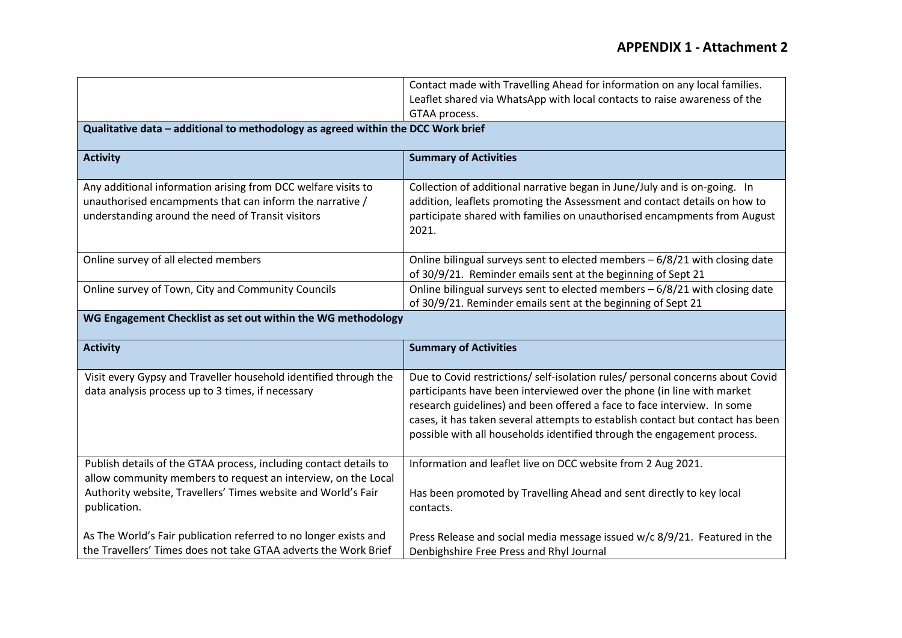## APPENDIX 1 - Attachment 2

| | |
|---|---|
| | Contact made with Travelling Ahead for information on any local families. Leaflet shared via WhatsApp with local contacts to raise awareness of the GTAA process. |
| **Qualitative data – additional to methodology as agreed within the DCC Work brief** | |
| **Activity** | **Summary of Activities** |
| Any additional information arising from DCC welfare visits to unauthorised encampments that can inform the narrative / understanding around the need of Transit visitors | Collection of additional narrative began in June/July and is on-going. In addition, leaflets promoting the Assessment and contact details on how to participate shared with families on unauthorised encampments from August 2021. |
| Online survey of all elected members | Online bilingual surveys sent to elected members – 6/8/21 with closing date of 30/9/21. Reminder emails sent at the beginning of Sept 21 |
| Online survey of Town, City and Community Councils | Online bilingual surveys sent to elected members – 6/8/21 with closing date of 30/9/21. Reminder emails sent at the beginning of Sept 21 |
| **WG Engagement Checklist as set out within the WG methodology** | |
| **Activity** | **Summary of Activities** |
| Visit every Gypsy and Traveller household identified through the data analysis process up to 3 times, if necessary | Due to Covid restrictions/ self-isolation rules/ personal concerns about Covid participants have been interviewed over the phone (in line with market research guidelines) and been offered a face to face interview. In some cases, it has taken several attempts to establish contact but contact has been possible with all households identified through the engagement process. |
| Publish details of the GTAA process, including contact details to allow community members to request an interview, on the Local Authority website, Travellers' Times website and World's Fair publication.<br><br>As The World's Fair publication referred to no longer exists and the Travellers' Times does not take GTAA adverts the Work Brief | Information and leaflet live on DCC website from 2 Aug 2021.<br><br>Has been promoted by Travelling Ahead and sent directly to key local contacts.<br><br>Press Release and social media message issued w/c 8/9/21. Featured in the Denbighshire Free Press and Rhyl Journal |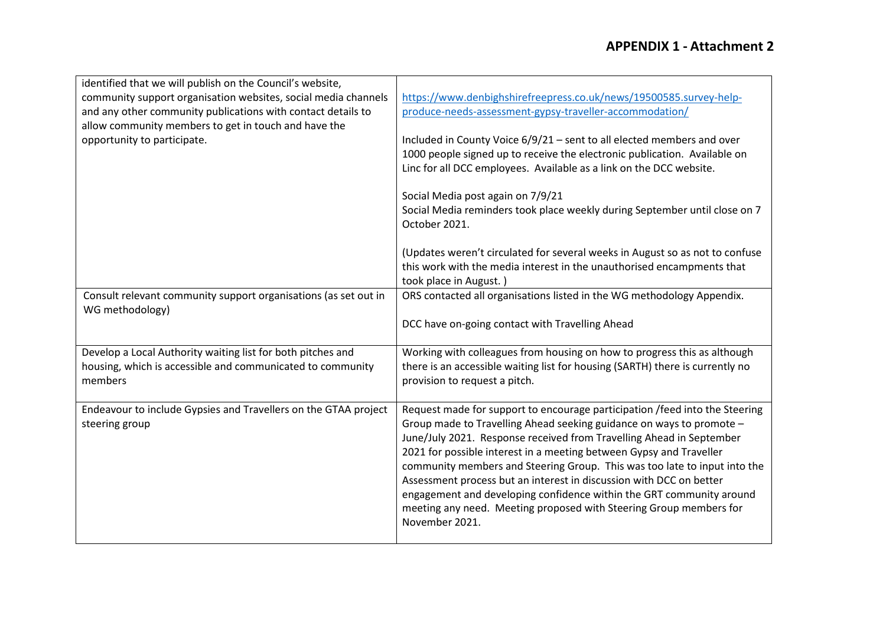## APPENDIX 1 - Attachment 2

| | |
|---|---|
| identified that we will publish on the Council's website, community support organisation websites, social media channels and any other community publications with contact details to allow community members to get in touch and have the opportunity to participate. | https://www.denbighshirefreepress.co.uk/news/19500585.survey-help-produce-needs-assessment-gypsy-traveller-accommodation/<br><br>Included in County Voice 6/9/21 – sent to all elected members and over 1000 people signed up to receive the electronic publication. Available on Linc for all DCC employees. Available as a link on the DCC website.<br><br>Social Media post again on 7/9/21<br>Social Media reminders took place weekly during September until close on 7 October 2021.<br><br>(Updates weren't circulated for several weeks in August so as not to confuse this work with the media interest in the unauthorised encampments that took place in August. ) |
| Consult relevant community support organisations (as set out in WG methodology) | ORS contacted all organisations listed in the WG methodology Appendix.<br><br>DCC have on-going contact with Travelling Ahead |
| Develop a Local Authority waiting list for both pitches and housing, which is accessible and communicated to community members | Working with colleagues from housing on how to progress this as although there is an accessible waiting list for housing (SARTH) there is currently no provision to request a pitch. |
| Endeavour to include Gypsies and Travellers on the GTAA project steering group | Request made for support to encourage participation /feed into the Steering Group made to Travelling Ahead seeking guidance on ways to promote – June/July 2021. Response received from Travelling Ahead in September 2021 for possible interest in a meeting between Gypsy and Traveller community members and Steering Group. This was too late to input into the Assessment process but an interest in discussion with DCC on better engagement and developing confidence within the GRT community around meeting any need. Meeting proposed with Steering Group members for November 2021. |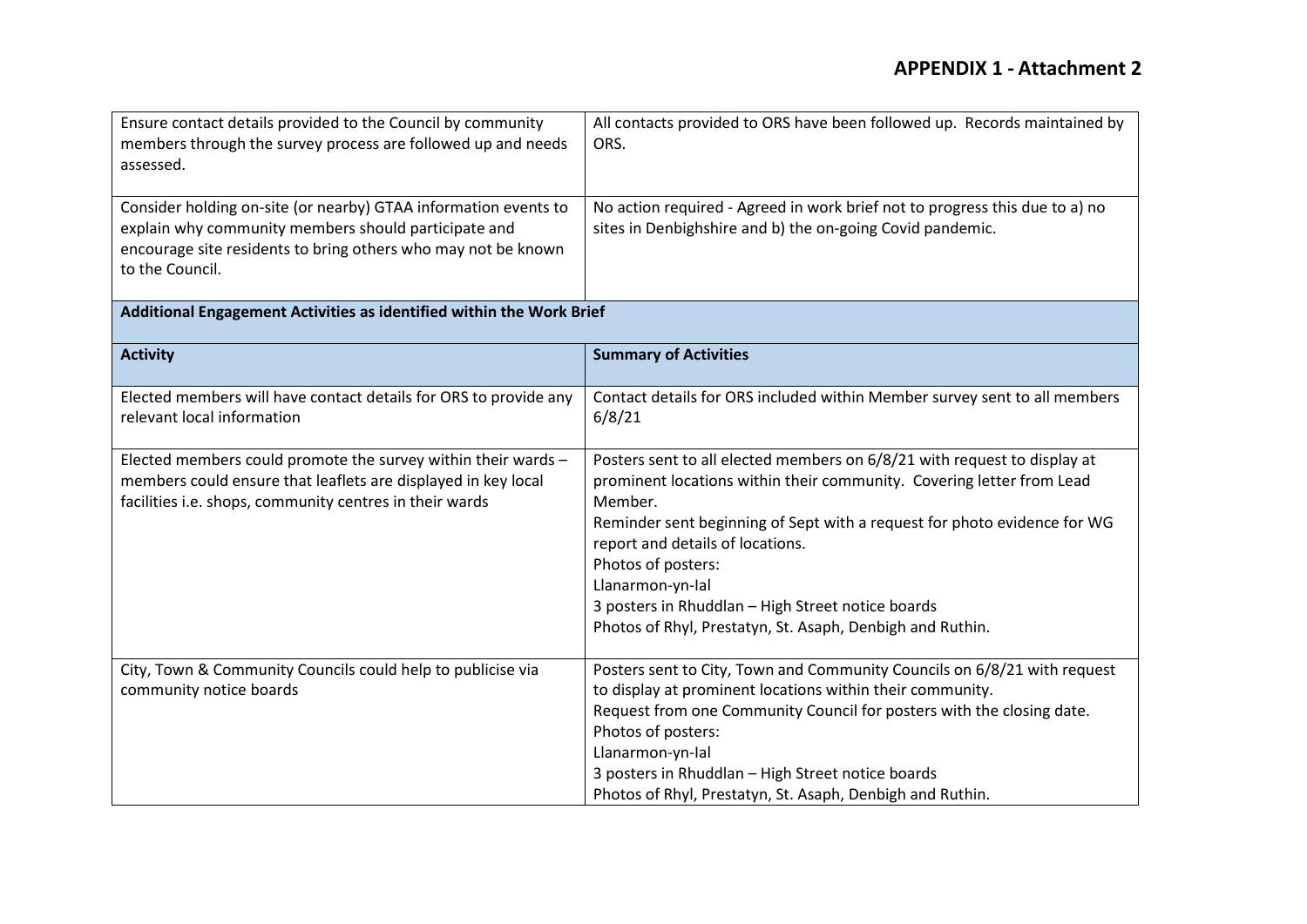## APPENDIX 1 - Attachment 2

| | |
|---|---|
| Ensure contact details provided to the Council by community members through the survey process are followed up and needs assessed. | All contacts provided to ORS have been followed up. Records maintained by ORS. |
| Consider holding on-site (or nearby) GTAA information events to explain why community members should participate and encourage site residents to bring others who may not be known to the Council. | No action required - Agreed in work brief not to progress this due to a) no sites in Denbighshire and b) the on-going Covid pandemic. |
| **Additional Engagement Activities as identified within the Work Brief** | |
| **Activity** | **Summary of Activities** |
| Elected members will have contact details for ORS to provide any relevant local information | Contact details for ORS included within Member survey sent to all members 6/8/21 |
| Elected members could promote the survey within their wards – members could ensure that leaflets are displayed in key local facilities i.e. shops, community centres in their wards | Posters sent to all elected members on 6/8/21 with request to display at prominent locations within their community. Covering letter from Lead Member.<br>Reminder sent beginning of Sept with a request for photo evidence for WG report and details of locations.<br>Photos of posters:<br>Llanarmon-yn-Ial<br>3 posters in Rhuddlan – High Street notice boards<br>Photos of Rhyl, Prestatyn, St. Asaph, Denbigh and Ruthin. |
| City, Town & Community Councils could help to publicise via community notice boards | Posters sent to City, Town and Community Councils on 6/8/21 with request to display at prominent locations within their community.<br>Request from one Community Council for posters with the closing date.<br>Photos of posters:<br>Llanarmon-yn-Ial<br>3 posters in Rhuddlan – High Street notice boards<br>Photos of Rhyl, Prestatyn, St. Asaph, Denbigh and Ruthin. |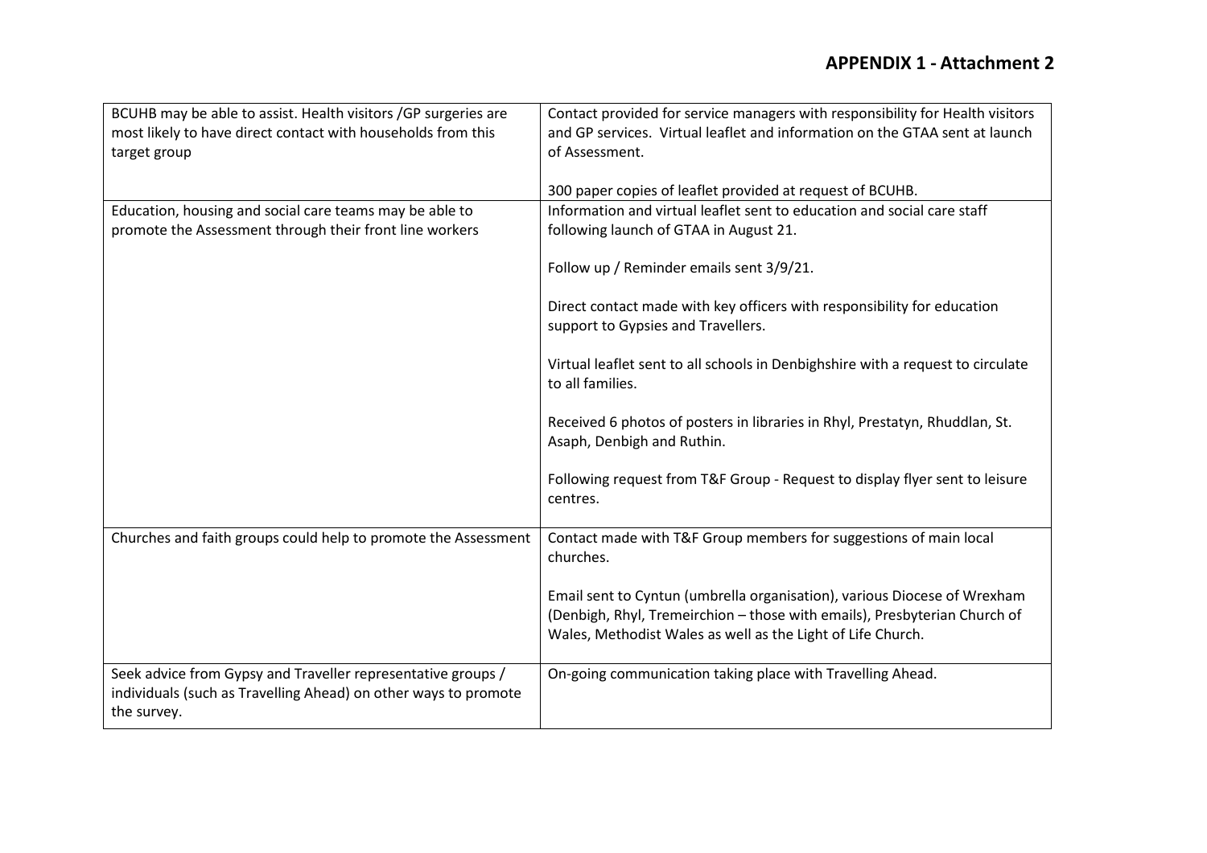## APPENDIX 1 - Attachment 2

| | |
|---|---|
| BCUHB may be able to assist. Health visitors /GP surgeries are most likely to have direct contact with households from this target group | Contact provided for service managers with responsibility for Health visitors and GP services. Virtual leaflet and information on the GTAA sent at launch of Assessment.<br><br>300 paper copies of leaflet provided at request of BCUHB. |
| Education, housing and social care teams may be able to promote the Assessment through their front line workers | Information and virtual leaflet sent to education and social care staff following launch of GTAA in August 21.<br><br>Follow up / Reminder emails sent 3/9/21.<br><br>Direct contact made with key officers with responsibility for education support to Gypsies and Travellers.<br><br>Virtual leaflet sent to all schools in Denbighshire with a request to circulate to all families.<br><br>Received 6 photos of posters in libraries in Rhyl, Prestatyn, Rhuddlan, St. Asaph, Denbigh and Ruthin.<br><br>Following request from T&F Group - Request to display flyer sent to leisure centres. |
| Churches and faith groups could help to promote the Assessment | Contact made with T&F Group members for suggestions of main local churches.<br><br>Email sent to Cyntun (umbrella organisation), various Diocese of Wrexham (Denbigh, Rhyl, Tremeirchion – those with emails), Presbyterian Church of Wales, Methodist Wales as well as the Light of Life Church. |
| Seek advice from Gypsy and Traveller representative groups / individuals (such as Travelling Ahead) on other ways to promote the survey. | On-going communication taking place with Travelling Ahead. |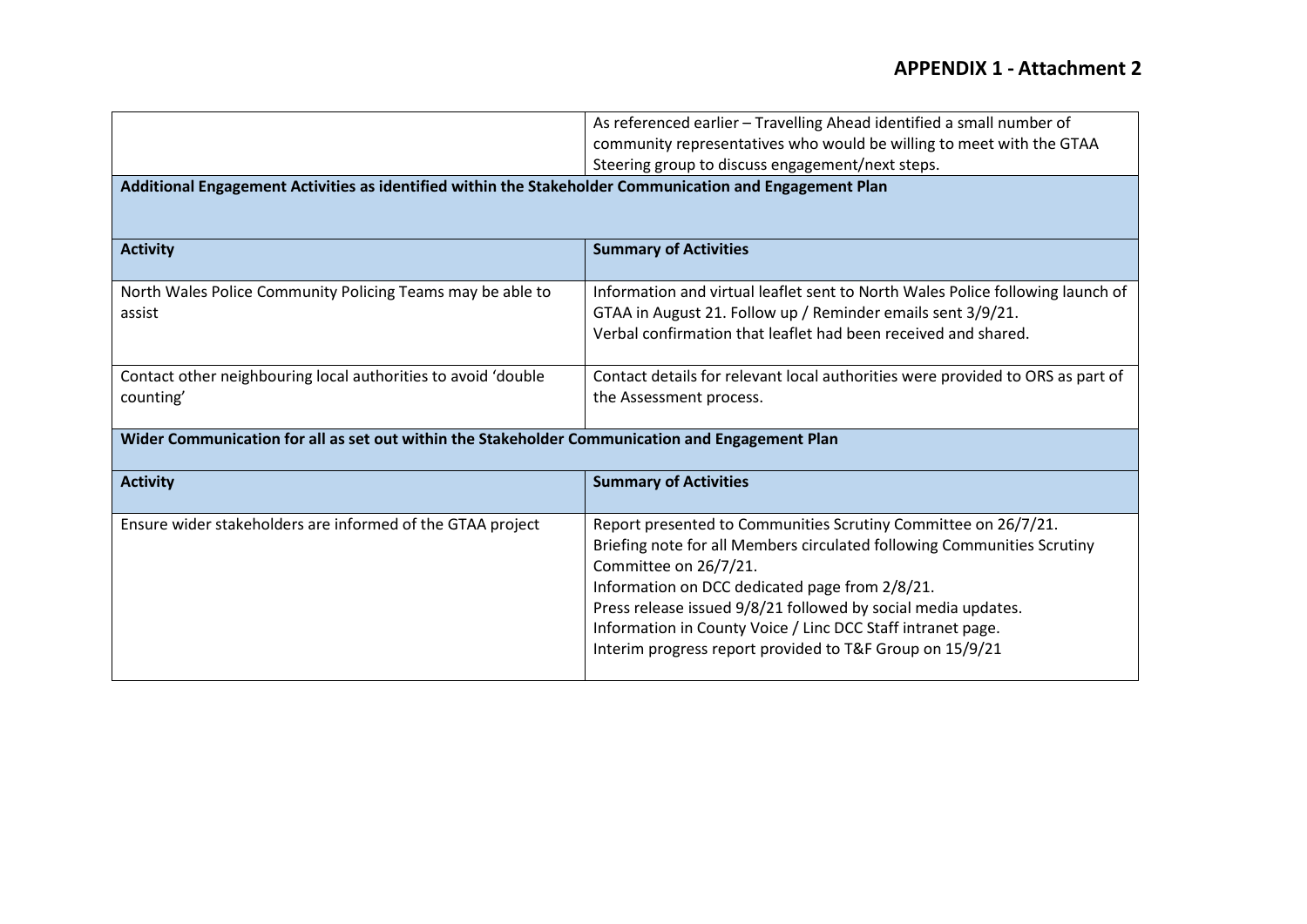## APPENDIX 1 - Attachment 2

| | |
|---|---|
| | As referenced earlier – Travelling Ahead identified a small number of community representatives who would be willing to meet with the GTAA Steering group to discuss engagement/next steps. |
| **Additional Engagement Activities as identified within the Stakeholder Communication and Engagement Plan** | |
| **Activity** | **Summary of Activities** |
| North Wales Police Community Policing Teams may be able to assist | Information and virtual leaflet sent to North Wales Police following launch of GTAA in August 21. Follow up / Reminder emails sent 3/9/21.<br>Verbal confirmation that leaflet had been received and shared. |
| Contact other neighbouring local authorities to avoid 'double counting' | Contact details for relevant local authorities were provided to ORS as part of the Assessment process. |
| **Wider Communication for all as set out within the Stakeholder Communication and Engagement Plan** | |
| **Activity** | **Summary of Activities** |
| Ensure wider stakeholders are informed of the GTAA project | Report presented to Communities Scrutiny Committee on 26/7/21.<br>Briefing note for all Members circulated following Communities Scrutiny Committee on 26/7/21.<br>Information on DCC dedicated page from 2/8/21.<br>Press release issued 9/8/21 followed by social media updates.<br>Information in County Voice / Linc DCC Staff intranet page.<br>Interim progress report provided to T&F Group on 15/9/21 |